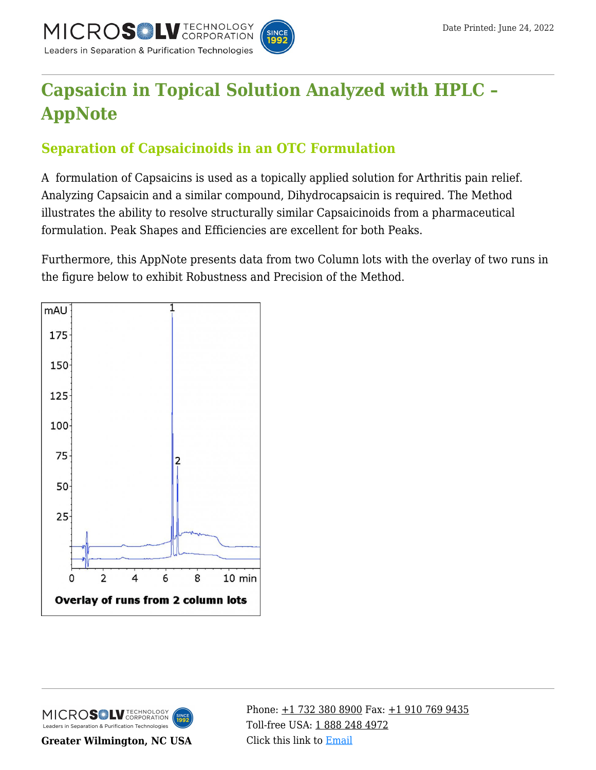# Capsaicin in Topical Solution Analyzed with HPLC – AppNote

## Separation of Capsaicinoids in an OTC Formulation

A formulation of Capsaicins is used as a topically applied solution for Arthritis pain relief. Analyzing Capsaicin and a similar compound, Dihydrocapsaicin is required. The Method illustrates the ability to resolve structurally similar Capsaicinoids from a pharmaceutical formulation. Peak Shapes and Efficiencies are excellent for both Peaks.

Furthermore, this AppNote presents data from two Column lots with the overlay of two runs in the figure below to exhibit Robustness and Precision of the Method.

**Overlay of runs from 2 column lots**

Greater Wilmington, NC USA

Phone: +1 732 380 8900 Fax: +1 910 769 9435
Toll-free USA: 1 888 248 4972
Click this link to Email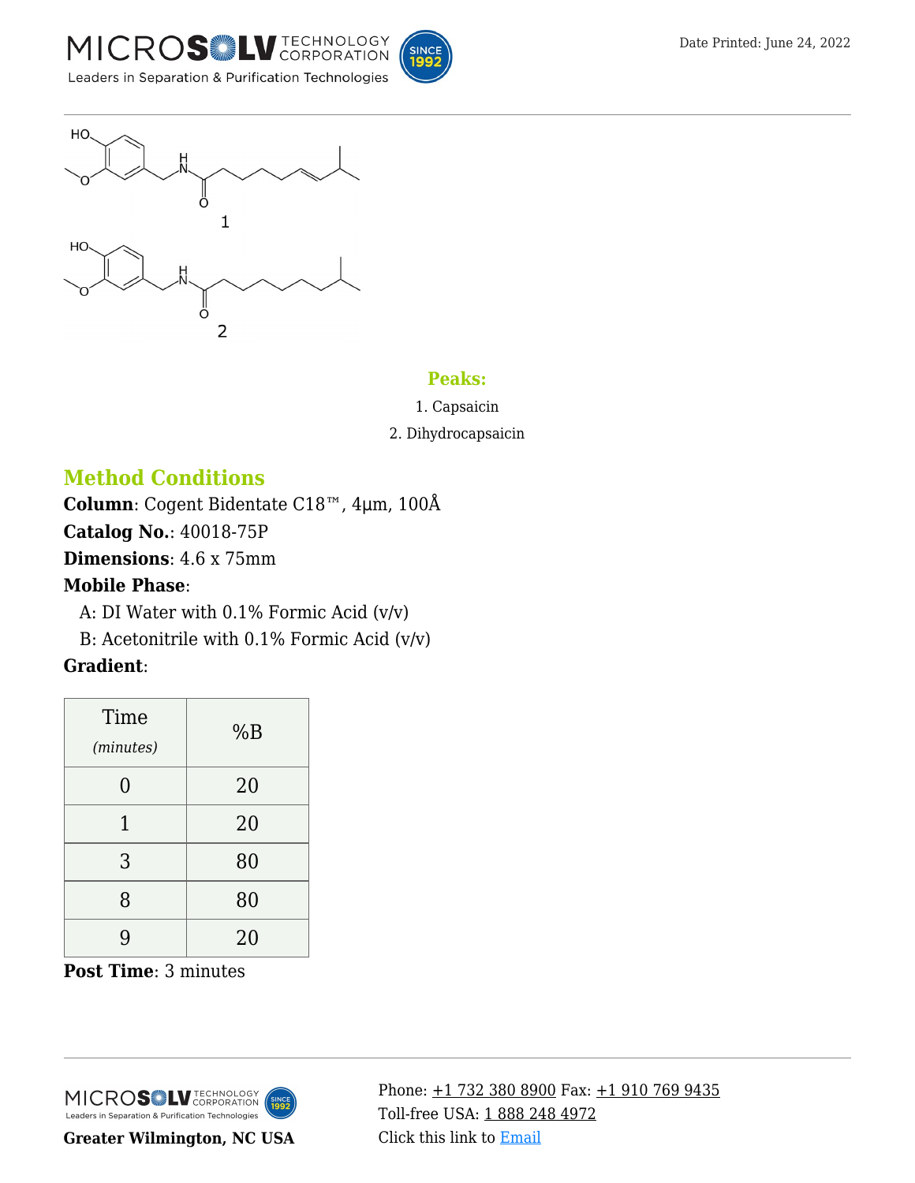**Peaks:**

1. Capsaicin
2. Dihydrocapsaicin

## Method Conditions

**Column**: Cogent Bidentate C18™, 4µm, 100Å

**Catalog No.**: 40018-75P

**Dimensions**: 4.6 x 75mm

**Mobile Phase**:

A: DI Water with 0.1% Formic Acid (v/v)

B: Acetonitrile with 0.1% Formic Acid (v/v)

**Gradient**:

| Time *(minutes)* | %B |
|---|---|
| 0 | 20 |
| 1 | 20 |
| 3 | 80 |
| 8 | 80 |
| 9 | 20 |

**Post Time**: 3 minutes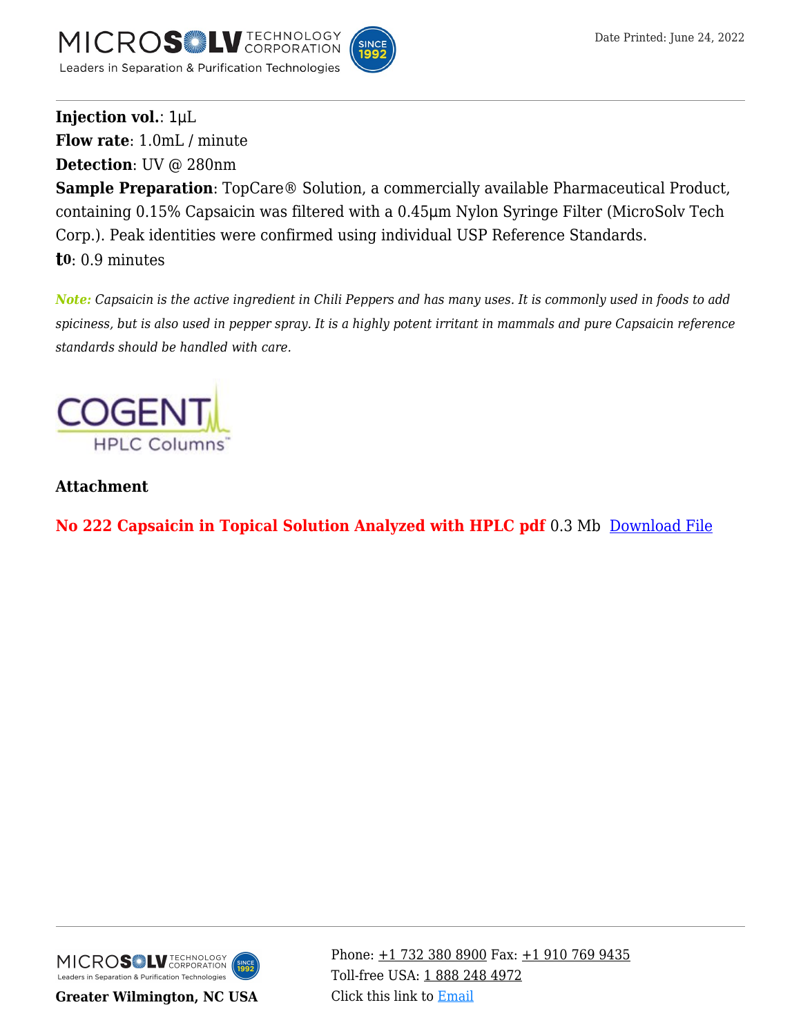**Injection vol.**: 1µL
**Flow rate**: 1.0mL / minute
**Detection**: UV @ 280nm
**Sample Preparation**: TopCare® Solution, a commercially available Pharmaceutical Product, containing 0.15% Capsaicin was filtered with a 0.45µm Nylon Syringe Filter (MicroSolv Tech Corp.). Peak identities were confirmed using individual USP Reference Standards.
$t_0$: 0.9 minutes

***Note:*** *Capsaicin is the active ingredient in Chili Peppers and has many uses. It is commonly used in foods to add spiciness, but is also used in pepper spray. It is a highly potent irritant in mammals and pure Capsaicin reference standards should be handled with care.*

COGENT HPLC Columns™

**Attachment**

**No 222 Capsaicin in Topical Solution Analyzed with HPLC pdf** 0.3 Mb [Download File]

Greater Wilmington, NC USA

Phone: +1 732 380 8900 Fax: +1 910 769 9435
Toll-free USA: 1 888 248 4972
Click this link to Email